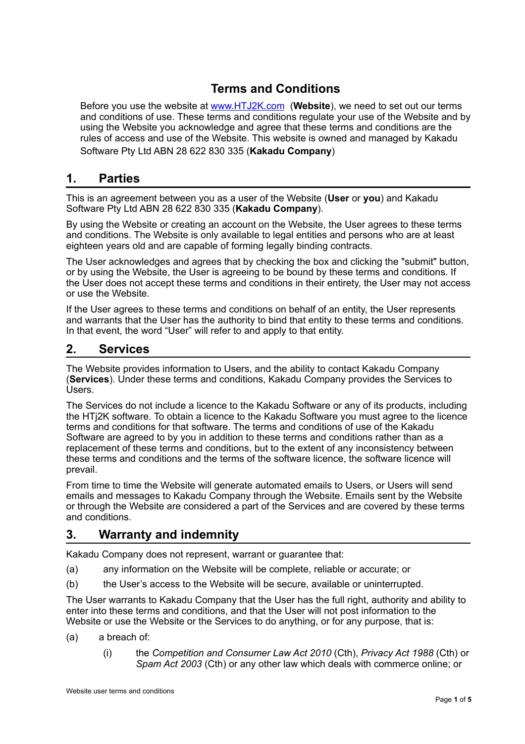# Terms and Conditions

Before you use the website at [www.HTJ2K.com](http://www.HTJ2K.com) (**Website**), we need to set out our terms and conditions of use. These terms and conditions regulate your use of the Website and by using the Website you acknowledge and agree that these terms and conditions are the rules of access and use of the Website. This website is owned and managed by Kakadu Software Pty Ltd ABN 28 622 830 335 (**Kakadu Company**)

## 1. Parties

This is an agreement between you as a user of the Website (**User** or **you**) and Kakadu Software Pty Ltd ABN 28 622 830 335 (**Kakadu Company**).

By using the Website or creating an account on the Website, the User agrees to these terms and conditions. The Website is only available to legal entities and persons who are at least eighteen years old and are capable of forming legally binding contracts.

The User acknowledges and agrees that by checking the box and clicking the "submit" button, or by using the Website, the User is agreeing to be bound by these terms and conditions. If the User does not accept these terms and conditions in their entirety, the User may not access or use the Website.

If the User agrees to these terms and conditions on behalf of an entity, the User represents and warrants that the User has the authority to bind that entity to these terms and conditions. In that event, the word “User” will refer to and apply to that entity.

## 2. Services

The Website provides information to Users, and the ability to contact Kakadu Company (**Services**). Under these terms and conditions, Kakadu Company provides the Services to Users.

The Services do not include a licence to the Kakadu Software or any of its products, including the HTj2K software. To obtain a licence to the Kakadu Software you must agree to the licence terms and conditions for that software. The terms and conditions of use of the Kakadu Software are agreed to by you in addition to these terms and conditions rather than as a replacement of these terms and conditions, but to the extent of any inconsistency between these terms and conditions and the terms of the software licence, the software licence will prevail.

From time to time the Website will generate automated emails to Users, or Users will send emails and messages to Kakadu Company through the Website. Emails sent by the Website or through the Website are considered a part of the Services and are covered by these terms and conditions.

## 3. Warranty and indemnity

Kakadu Company does not represent, warrant or guarantee that:

(a) any information on the Website will be complete, reliable or accurate; or

(b) the User’s access to the Website will be secure, available or uninterrupted.

The User warrants to Kakadu Company that the User has the full right, authority and ability to enter into these terms and conditions, and that the User will not post information to the Website or use the Website or the Services to do anything, or for any purpose, that is:

(a) a breach of:

  (i) the *Competition and Consumer Law Act 2010* (Cth), *Privacy Act 1988* (Cth) or *Spam Act 2003* (Cth) or any other law which deals with commerce online; or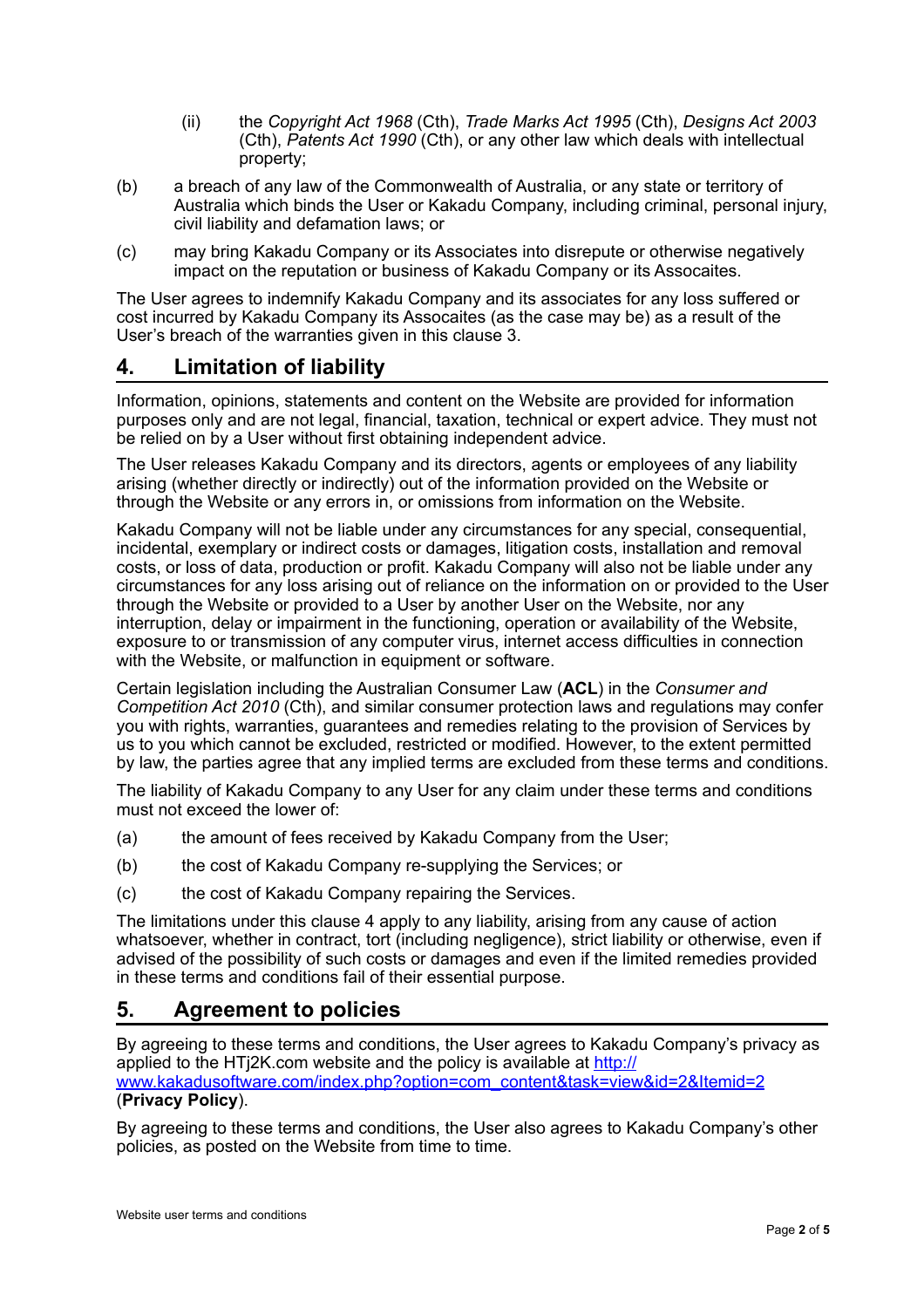(ii) the *Copyright Act 1968* (Cth), *Trade Marks Act 1995* (Cth), *Designs Act 2003* (Cth), *Patents Act 1990* (Cth), or any other law which deals with intellectual property;

(b) a breach of any law of the Commonwealth of Australia, or any state or territory of Australia which binds the User or Kakadu Company, including criminal, personal injury, civil liability and defamation laws; or

(c) may bring Kakadu Company or its Associates into disrepute or otherwise negatively impact on the reputation or business of Kakadu Company or its Assocaites.

The User agrees to indemnify Kakadu Company and its associates for any loss suffered or cost incurred by Kakadu Company its Assocaites (as the case may be) as a result of the User's breach of the warranties given in this clause 3.

## 4. Limitation of liability

Information, opinions, statements and content on the Website are provided for information purposes only and are not legal, financial, taxation, technical or expert advice. They must not be relied on by a User without first obtaining independent advice.

The User releases Kakadu Company and its directors, agents or employees of any liability arising (whether directly or indirectly) out of the information provided on the Website or through the Website or any errors in, or omissions from information on the Website.

Kakadu Company will not be liable under any circumstances for any special, consequential, incidental, exemplary or indirect costs or damages, litigation costs, installation and removal costs, or loss of data, production or profit. Kakadu Company will also not be liable under any circumstances for any loss arising out of reliance on the information on or provided to the User through the Website or provided to a User by another User on the Website, nor any interruption, delay or impairment in the functioning, operation or availability of the Website, exposure to or transmission of any computer virus, internet access difficulties in connection with the Website, or malfunction in equipment or software.

Certain legislation including the Australian Consumer Law (**ACL**) in the *Consumer and Competition Act 2010* (Cth), and similar consumer protection laws and regulations may confer you with rights, warranties, guarantees and remedies relating to the provision of Services by us to you which cannot be excluded, restricted or modified. However, to the extent permitted by law, the parties agree that any implied terms are excluded from these terms and conditions.

The liability of Kakadu Company to any User for any claim under these terms and conditions must not exceed the lower of:

(a) the amount of fees received by Kakadu Company from the User;

(b) the cost of Kakadu Company re-supplying the Services; or

(c) the cost of Kakadu Company repairing the Services.

The limitations under this clause 4 apply to any liability, arising from any cause of action whatsoever, whether in contract, tort (including negligence), strict liability or otherwise, even if advised of the possibility of such costs or damages and even if the limited remedies provided in these terms and conditions fail of their essential purpose.

## 5. Agreement to policies

By agreeing to these terms and conditions, the User agrees to Kakadu Company's privacy as applied to the HTj2K.com website and the policy is available at [http://www.kakadusoftware.com/index.php?option=com_content&task=view&id=2&Itemid=2](http://www.kakadusoftware.com/index.php?option=com_content&task=view&id=2&Itemid=2) (**Privacy Policy**).

By agreeing to these terms and conditions, the User also agrees to Kakadu Company's other policies, as posted on the Website from time to time.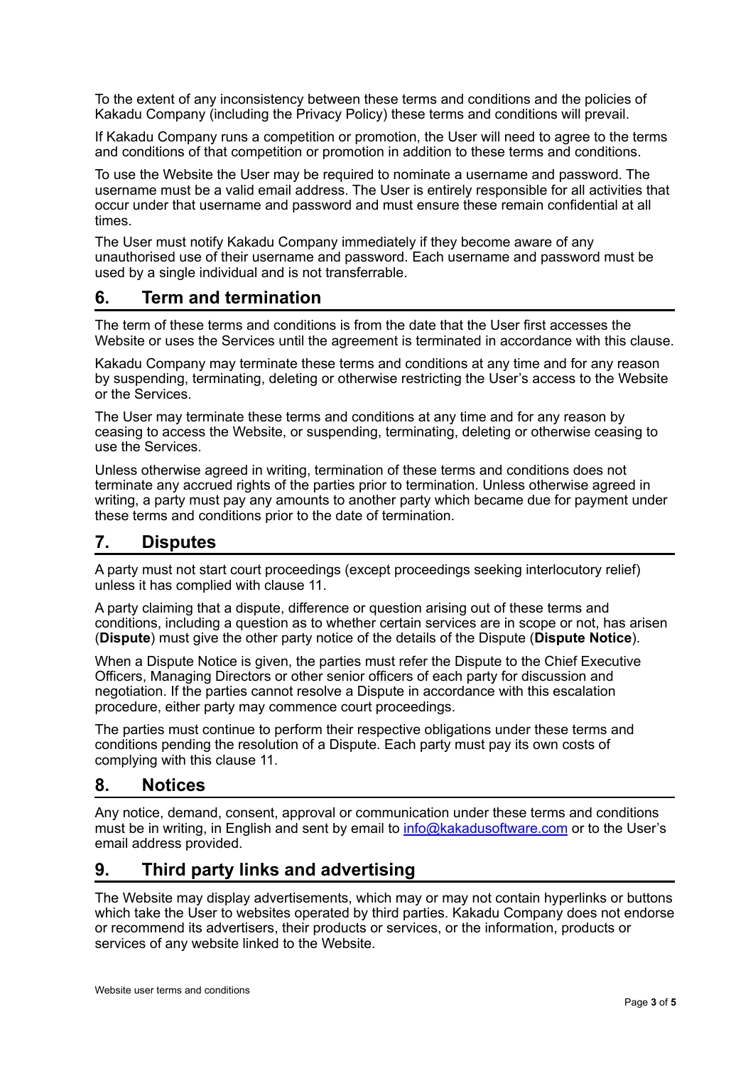To the extent of any inconsistency between these terms and conditions and the policies of Kakadu Company (including the Privacy Policy) these terms and conditions will prevail.

If Kakadu Company runs a competition or promotion, the User will need to agree to the terms and conditions of that competition or promotion in addition to these terms and conditions.

To use the Website the User may be required to nominate a username and password. The username must be a valid email address. The User is entirely responsible for all activities that occur under that username and password and must ensure these remain confidential at all times.

The User must notify Kakadu Company immediately if they become aware of any unauthorised use of their username and password. Each username and password must be used by a single individual and is not transferrable.

## 6. Term and termination

The term of these terms and conditions is from the date that the User first accesses the Website or uses the Services until the agreement is terminated in accordance with this clause.

Kakadu Company may terminate these terms and conditions at any time and for any reason by suspending, terminating, deleting or otherwise restricting the User's access to the Website or the Services.

The User may terminate these terms and conditions at any time and for any reason by ceasing to access the Website, or suspending, terminating, deleting or otherwise ceasing to use the Services.

Unless otherwise agreed in writing, termination of these terms and conditions does not terminate any accrued rights of the parties prior to termination. Unless otherwise agreed in writing, a party must pay any amounts to another party which became due for payment under these terms and conditions prior to the date of termination.

## 7. Disputes

A party must not start court proceedings (except proceedings seeking interlocutory relief) unless it has complied with clause 11.

A party claiming that a dispute, difference or question arising out of these terms and conditions, including a question as to whether certain services are in scope or not, has arisen (**Dispute**) must give the other party notice of the details of the Dispute (**Dispute Notice**).

When a Dispute Notice is given, the parties must refer the Dispute to the Chief Executive Officers, Managing Directors or other senior officers of each party for discussion and negotiation. If the parties cannot resolve a Dispute in accordance with this escalation procedure, either party may commence court proceedings.

The parties must continue to perform their respective obligations under these terms and conditions pending the resolution of a Dispute. Each party must pay its own costs of complying with this clause 11.

## 8. Notices

Any notice, demand, consent, approval or communication under these terms and conditions must be in writing, in English and sent by email to info@kakadusoftware.com or to the User's email address provided.

## 9. Third party links and advertising

The Website may display advertisements, which may or may not contain hyperlinks or buttons which take the User to websites operated by third parties. Kakadu Company does not endorse or recommend its advertisers, their products or services, or the information, products or services of any website linked to the Website.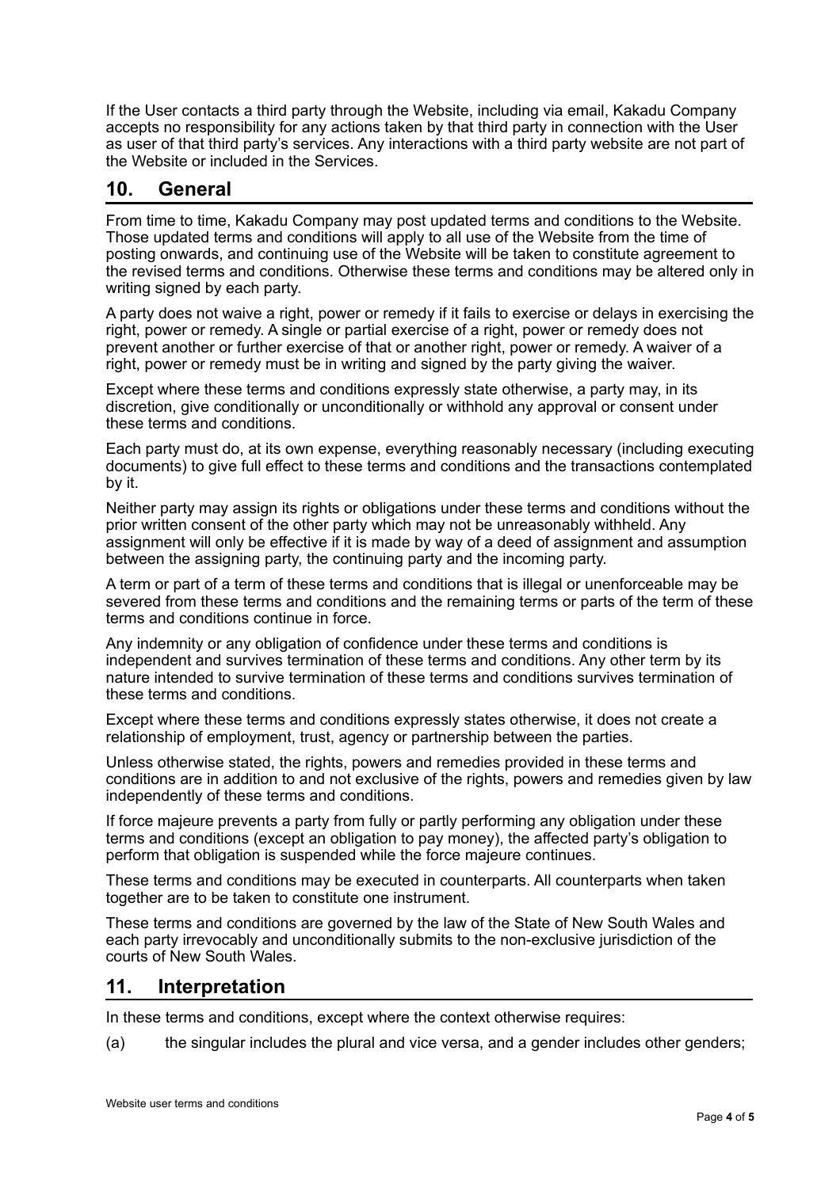If the User contacts a third party through the Website, including via email, Kakadu Company accepts no responsibility for any actions taken by that third party in connection with the User as user of that third party's services. Any interactions with a third party website are not part of the Website or included in the Services.

## 10. General

From time to time, Kakadu Company may post updated terms and conditions to the Website. Those updated terms and conditions will apply to all use of the Website from the time of posting onwards, and continuing use of the Website will be taken to constitute agreement to the revised terms and conditions. Otherwise these terms and conditions may be altered only in writing signed by each party.

A party does not waive a right, power or remedy if it fails to exercise or delays in exercising the right, power or remedy. A single or partial exercise of a right, power or remedy does not prevent another or further exercise of that or another right, power or remedy. A waiver of a right, power or remedy must be in writing and signed by the party giving the waiver.

Except where these terms and conditions expressly state otherwise, a party may, in its discretion, give conditionally or unconditionally or withhold any approval or consent under these terms and conditions.

Each party must do, at its own expense, everything reasonably necessary (including executing documents) to give full effect to these terms and conditions and the transactions contemplated by it.

Neither party may assign its rights or obligations under these terms and conditions without the prior written consent of the other party which may not be unreasonably withheld. Any assignment will only be effective if it is made by way of a deed of assignment and assumption between the assigning party, the continuing party and the incoming party.

A term or part of a term of these terms and conditions that is illegal or unenforceable may be severed from these terms and conditions and the remaining terms or parts of the term of these terms and conditions continue in force.

Any indemnity or any obligation of confidence under these terms and conditions is independent and survives termination of these terms and conditions. Any other term by its nature intended to survive termination of these terms and conditions survives termination of these terms and conditions.

Except where these terms and conditions expressly states otherwise, it does not create a relationship of employment, trust, agency or partnership between the parties.

Unless otherwise stated, the rights, powers and remedies provided in these terms and conditions are in addition to and not exclusive of the rights, powers and remedies given by law independently of these terms and conditions.

If force majeure prevents a party from fully or partly performing any obligation under these terms and conditions (except an obligation to pay money), the affected party's obligation to perform that obligation is suspended while the force majeure continues.

These terms and conditions may be executed in counterparts. All counterparts when taken together are to be taken to constitute one instrument.

These terms and conditions are governed by the law of the State of New South Wales and each party irrevocably and unconditionally submits to the non-exclusive jurisdiction of the courts of New South Wales.

## 11. Interpretation

In these terms and conditions, except where the context otherwise requires:

(a) the singular includes the plural and vice versa, and a gender includes other genders;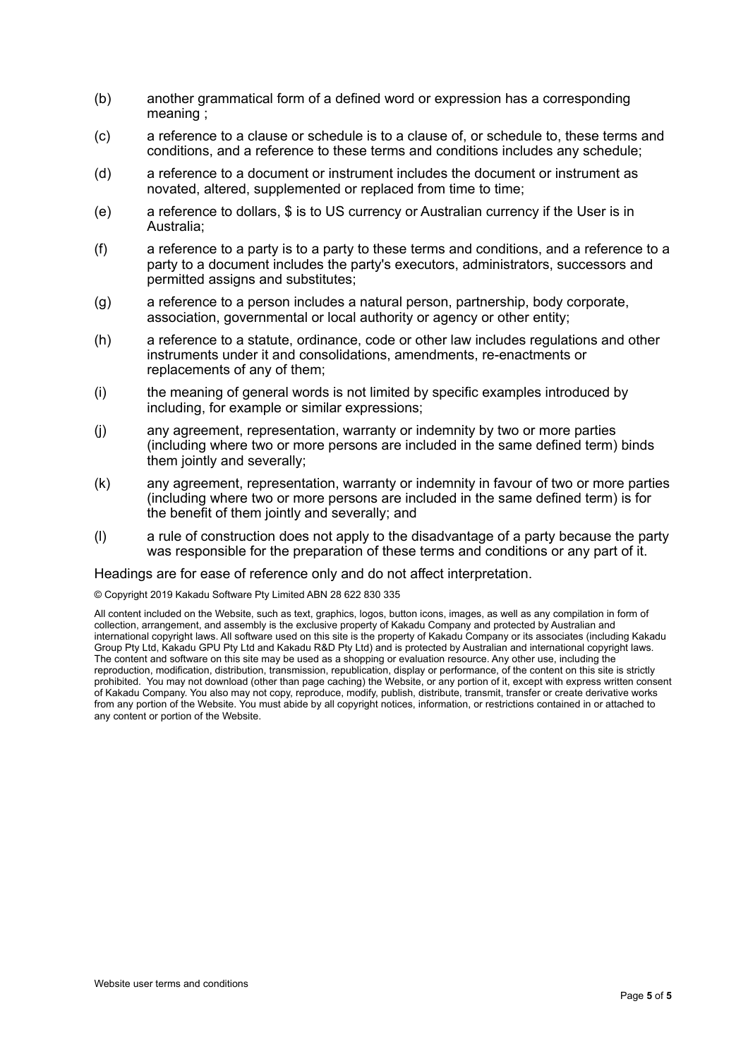(b) another grammatical form of a defined word or expression has a corresponding meaning ;

(c) a reference to a clause or schedule is to a clause of, or schedule to, these terms and conditions, and a reference to these terms and conditions includes any schedule;

(d) a reference to a document or instrument includes the document or instrument as novated, altered, supplemented or replaced from time to time;

(e) a reference to dollars, $ is to US currency or Australian currency if the User is in Australia;

(f) a reference to a party is to a party to these terms and conditions, and a reference to a party to a document includes the party's executors, administrators, successors and permitted assigns and substitutes;

(g) a reference to a person includes a natural person, partnership, body corporate, association, governmental or local authority or agency or other entity;

(h) a reference to a statute, ordinance, code or other law includes regulations and other instruments under it and consolidations, amendments, re-enactments or replacements of any of them;

(i) the meaning of general words is not limited by specific examples introduced by including, for example or similar expressions;

(j) any agreement, representation, warranty or indemnity by two or more parties (including where two or more persons are included in the same defined term) binds them jointly and severally;

(k) any agreement, representation, warranty or indemnity in favour of two or more parties (including where two or more persons are included in the same defined term) is for the benefit of them jointly and severally; and

(l) a rule of construction does not apply to the disadvantage of a party because the party was responsible for the preparation of these terms and conditions or any part of it.

Headings are for ease of reference only and do not affect interpretation.

© Copyright 2019 Kakadu Software Pty Limited ABN 28 622 830 335

All content included on the Website, such as text, graphics, logos, button icons, images, as well as any compilation in form of collection, arrangement, and assembly is the exclusive property of Kakadu Company and protected by Australian and international copyright laws. All software used on this site is the property of Kakadu Company or its associates (including Kakadu Group Pty Ltd, Kakadu GPU Pty Ltd and Kakadu R&D Pty Ltd) and is protected by Australian and international copyright laws. The content and software on this site may be used as a shopping or evaluation resource. Any other use, including the reproduction, modification, distribution, transmission, republication, display or performance, of the content on this site is strictly prohibited. You may not download (other than page caching) the Website, or any portion of it, except with express written consent of Kakadu Company. You also may not copy, reproduce, modify, publish, distribute, transmit, transfer or create derivative works from any portion of the Website. You must abide by all copyright notices, information, or restrictions contained in or attached to any content or portion of the Website.